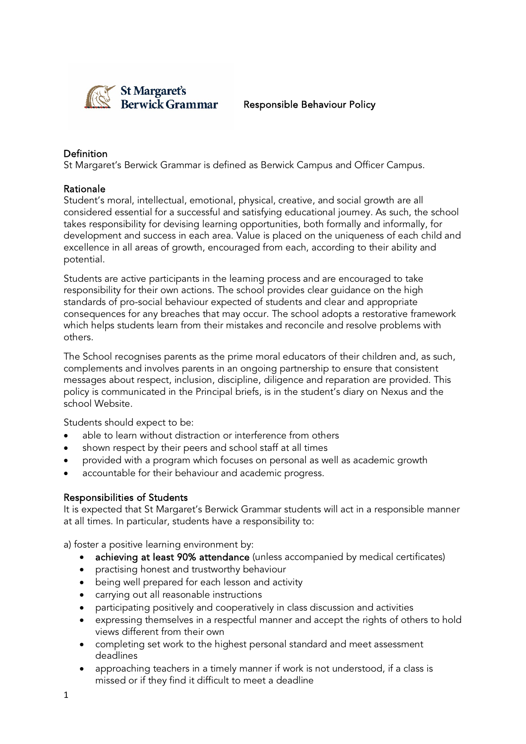St Margaret's Berwick Grammar

# Responsible Behaviour Policy

## Definition

St Margaret's Berwick Grammar is defined as Berwick Campus and Officer Campus.

## Rationale

Student's moral, intellectual, emotional, physical, creative, and social growth are all considered essential for a successful and satisfying educational journey. As such, the school takes responsibility for devising learning opportunities, both formally and informally, for development and success in each area. Value is placed on the uniqueness of each child and excellence in all areas of growth, encouraged from each, according to their ability and potential.

Students are active participants in the learning process and are encouraged to take responsibility for their own actions. The school provides clear guidance on the high standards of pro-social behaviour expected of students and clear and appropriate consequences for any breaches that may occur. The school adopts a restorative framework which helps students learn from their mistakes and reconcile and resolve problems with others.

The School recognises parents as the prime moral educators of their children and, as such, complements and involves parents in an ongoing partnership to ensure that consistent messages about respect, inclusion, discipline, diligence and reparation are provided. This policy is communicated in the Principal briefs, is in the student's diary on Nexus and the school Website.

Students should expect to be:

- able to learn without distraction or interference from others
- shown respect by their peers and school staff at all times
- provided with a program which focuses on personal as well as academic growth
- accountable for their behaviour and academic progress.

## Responsibilities of Students

It is expected that St Margaret's Berwick Grammar students will act in a responsible manner at all times. In particular, students have a responsibility to:

a) foster a positive learning environment by:

- achieving at least 90% attendance (unless accompanied by medical certificates)
- practising honest and trustworthy behaviour
- being well prepared for each lesson and activity
- carrying out all reasonable instructions
- participating positively and cooperatively in class discussion and activities
- expressing themselves in a respectful manner and accept the rights of others to hold views different from their own
- completing set work to the highest personal standard and meet assessment deadlines
- approaching teachers in a timely manner if work is not understood, if a class is missed or if they find it difficult to meet a deadline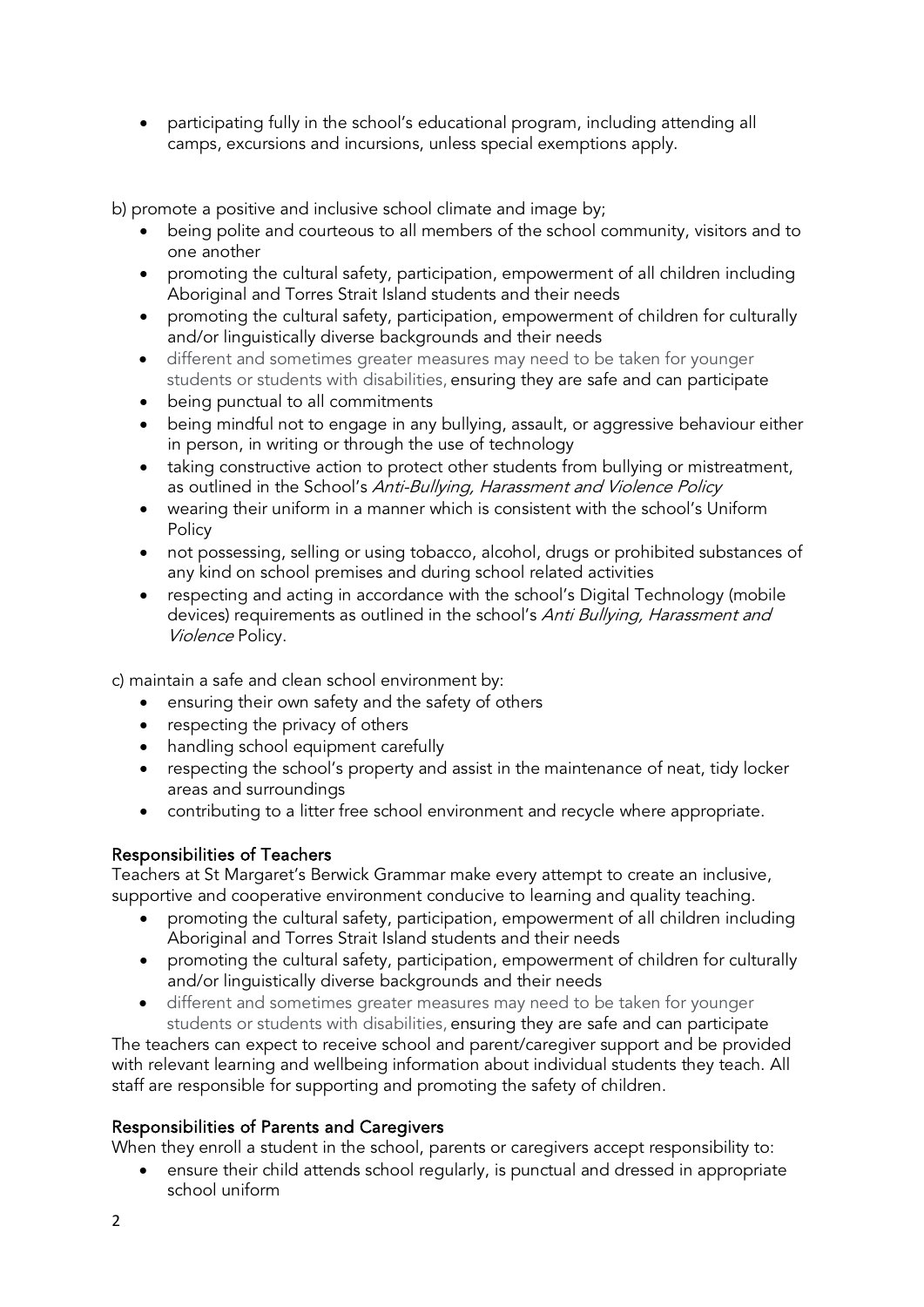- participating fully in the school's educational program, including attending all camps, excursions and incursions, unless special exemptions apply.

b) promote a positive and inclusive school climate and image by;

- being polite and courteous to all members of the school community, visitors and to one another
- promoting the cultural safety, participation, empowerment of all children including Aboriginal and Torres Strait Island students and their needs
- promoting the cultural safety, participation, empowerment of children for culturally and/or linguistically diverse backgrounds and their needs
- different and sometimes greater measures may need to be taken for younger students or students with disabilities, ensuring they are safe and can participate
- being punctual to all commitments
- being mindful not to engage in any bullying, assault, or aggressive behaviour either in person, in writing or through the use of technology
- taking constructive action to protect other students from bullying or mistreatment, as outlined in the School's *Anti-Bullying, Harassment and Violence Policy*
- wearing their uniform in a manner which is consistent with the school's Uniform Policy
- not possessing, selling or using tobacco, alcohol, drugs or prohibited substances of any kind on school premises and during school related activities
- respecting and acting in accordance with the school's Digital Technology (mobile devices) requirements as outlined in the school's *Anti Bullying, Harassment and Violence* Policy.

c) maintain a safe and clean school environment by:

- ensuring their own safety and the safety of others
- respecting the privacy of others
- handling school equipment carefully
- respecting the school's property and assist in the maintenance of neat, tidy locker areas and surroundings
- contributing to a litter free school environment and recycle where appropriate.

### Responsibilities of Teachers

Teachers at St Margaret's Berwick Grammar make every attempt to create an inclusive, supportive and cooperative environment conducive to learning and quality teaching.

- promoting the cultural safety, participation, empowerment of all children including Aboriginal and Torres Strait Island students and their needs
- promoting the cultural safety, participation, empowerment of children for culturally and/or linguistically diverse backgrounds and their needs
- different and sometimes greater measures may need to be taken for younger students or students with disabilities, ensuring they are safe and can participate

The teachers can expect to receive school and parent/caregiver support and be provided with relevant learning and wellbeing information about individual students they teach. All staff are responsible for supporting and promoting the safety of children.

### Responsibilities of Parents and Caregivers

When they enroll a student in the school, parents or caregivers accept responsibility to:

- ensure their child attends school regularly, is punctual and dressed in appropriate school uniform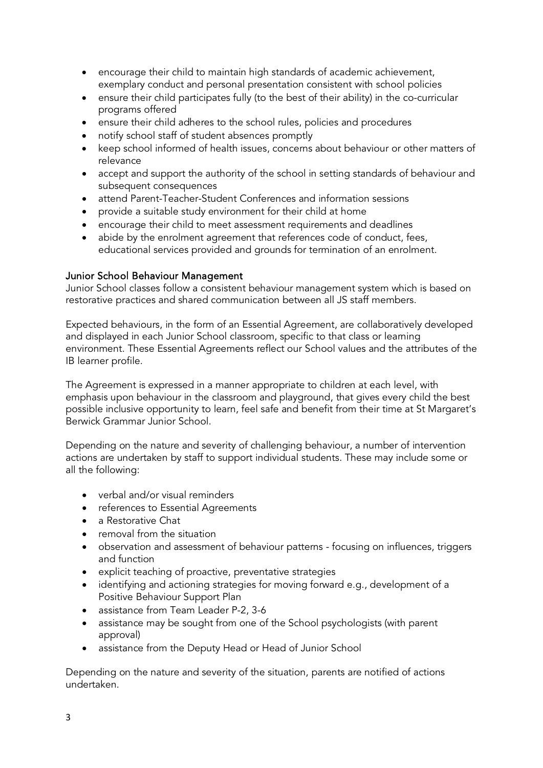- encourage their child to maintain high standards of academic achievement, exemplary conduct and personal presentation consistent with school policies
- ensure their child participates fully (to the best of their ability) in the co-curricular programs offered
- ensure their child adheres to the school rules, policies and procedures
- notify school staff of student absences promptly
- keep school informed of health issues, concerns about behaviour or other matters of relevance
- accept and support the authority of the school in setting standards of behaviour and subsequent consequences
- attend Parent-Teacher-Student Conferences and information sessions
- provide a suitable study environment for their child at home
- encourage their child to meet assessment requirements and deadlines
- abide by the enrolment agreement that references code of conduct, fees, educational services provided and grounds for termination of an enrolment.

## Junior School Behaviour Management

Junior School classes follow a consistent behaviour management system which is based on restorative practices and shared communication between all JS staff members.

Expected behaviours, in the form of an Essential Agreement, are collaboratively developed and displayed in each Junior School classroom, specific to that class or learning environment. These Essential Agreements reflect our School values and the attributes of the IB learner profile.

The Agreement is expressed in a manner appropriate to children at each level, with emphasis upon behaviour in the classroom and playground, that gives every child the best possible inclusive opportunity to learn, feel safe and benefit from their time at St Margaret's Berwick Grammar Junior School.

Depending on the nature and severity of challenging behaviour, a number of intervention actions are undertaken by staff to support individual students. These may include some or all the following:

- verbal and/or visual reminders
- references to Essential Agreements
- a Restorative Chat
- removal from the situation
- observation and assessment of behaviour patterns - focusing on influences, triggers and function
- explicit teaching of proactive, preventative strategies
- identifying and actioning strategies for moving forward e.g., development of a Positive Behaviour Support Plan
- assistance from Team Leader P-2, 3-6
- assistance may be sought from one of the School psychologists (with parent approval)
- assistance from the Deputy Head or Head of Junior School

Depending on the nature and severity of the situation, parents are notified of actions undertaken.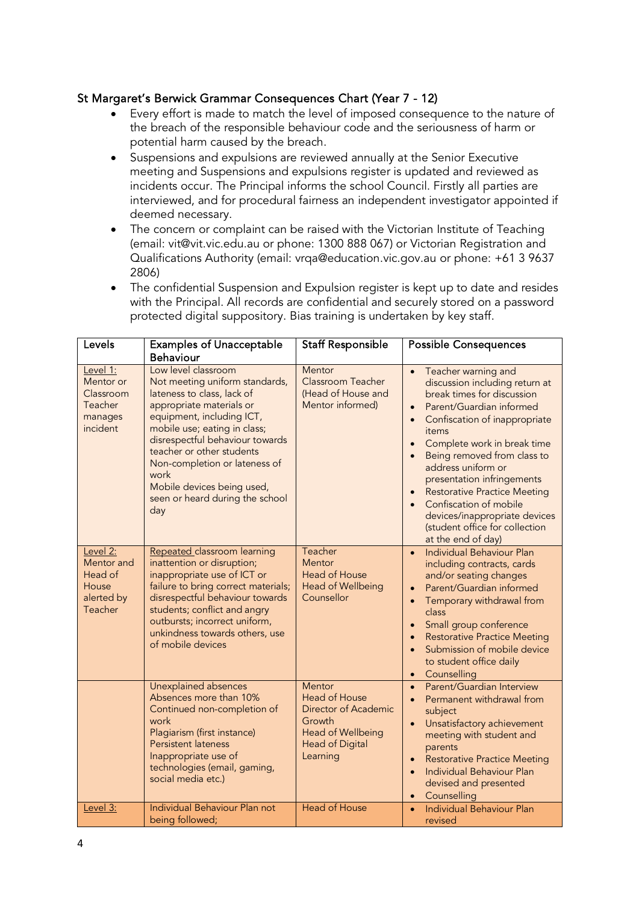### St Margaret's Berwick Grammar Consequences Chart (Year 7 - 12)

- Every effort is made to match the level of imposed consequence to the nature of the breach of the responsible behaviour code and the seriousness of harm or potential harm caused by the breach.
- Suspensions and expulsions are reviewed annually at the Senior Executive meeting and Suspensions and expulsions register is updated and reviewed as incidents occur. The Principal informs the school Council. Firstly all parties are interviewed, and for procedural fairness an independent investigator appointed if deemed necessary.
- The concern or complaint can be raised with the Victorian Institute of Teaching (email: vit@vit.vic.edu.au or phone: 1300 888 067) or Victorian Registration and Qualifications Authority (email: vrqa@education.vic.gov.au or phone: +61 3 9637 2806)
- The confidential Suspension and Expulsion register is kept up to date and resides with the Principal. All records are confidential and securely stored on a password protected digital suppository. Bias training is undertaken by key staff.

| Levels | Examples of Unacceptable Behaviour | Staff Responsible | Possible Consequences |
|---|---|---|---|
| Level 1: Mentor or Classroom Teacher manages incident | Low level classroom<br>Not meeting uniform standards, lateness to class, lack of appropriate materials or equipment, including ICT, mobile use; eating in class; disrespectful behaviour towards teacher or other students<br>Non-completion or lateness of work<br>Mobile devices being used, seen or heard during the school day | Mentor<br>Classroom Teacher<br>(Head of House and Mentor informed) | • Teacher warning and discussion including return at break times for discussion<br>• Parent/Guardian informed<br>• Confiscation of inappropriate items<br>• Complete work in break time<br>• Being removed from class to address uniform or presentation infringements<br>• Restorative Practice Meeting<br>• Confiscation of mobile devices/inappropriate devices (student office for collection at the end of day) |
| Level 2: Mentor and Head of House alerted by Teacher | Repeated classroom learning inattention or disruption; inappropriate use of ICT or failure to bring correct materials; disrespectful behaviour towards students; conflict and angry outbursts; incorrect uniform, unkindness towards others, use of mobile devices | Teacher<br>Mentor<br>Head of House<br>Head of Wellbeing<br>Counsellor | • Individual Behaviour Plan including contracts, cards and/or seating changes<br>• Parent/Guardian informed<br>• Temporary withdrawal from class<br>• Small group conference<br>• Restorative Practice Meeting<br>• Submission of mobile device to student office daily<br>• Counselling |
| | Unexplained absences<br>Absences more than 10%<br>Continued non-completion of work<br>Plagiarism (first instance)<br>Persistent lateness<br>Inappropriate use of technologies (email, gaming, social media etc.) | Mentor<br>Head of House<br>Director of Academic Growth<br>Head of Wellbeing<br>Head of Digital Learning | • Parent/Guardian Interview<br>• Permanent withdrawal from subject<br>• Unsatisfactory achievement meeting with student and parents<br>• Restorative Practice Meeting<br>• Individual Behaviour Plan devised and presented<br>• Counselling |
| Level 3: | Individual Behaviour Plan not being followed; | Head of House | • Individual Behaviour Plan revised |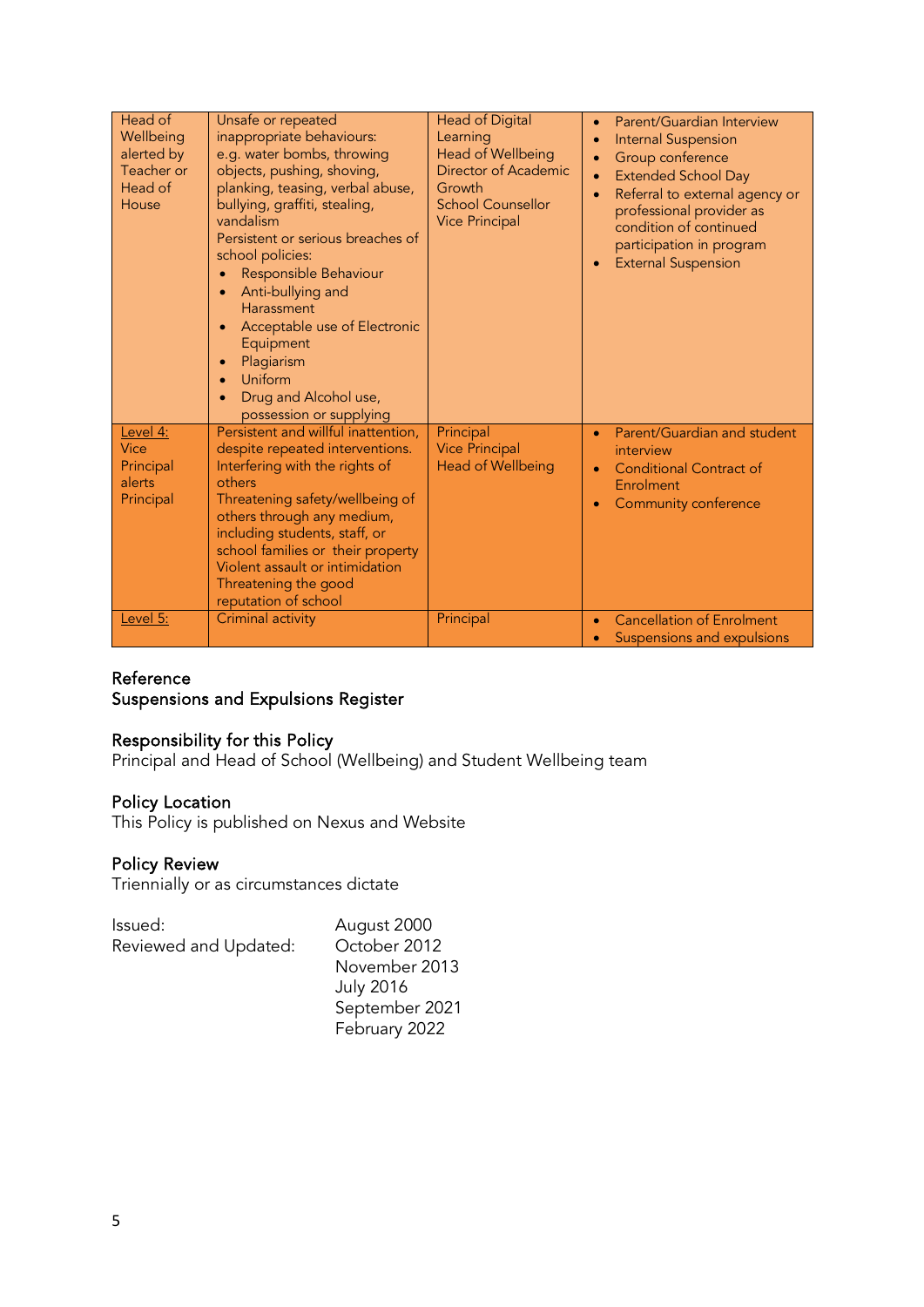| | | | |
|---|---|---|---|
| Head of Wellbeing alerted by Teacher or Head of House | Unsafe or repeated inappropriate behaviours: e.g. water bombs, throwing objects, pushing, shoving, planking, teasing, verbal abuse, bullying, graffiti, stealing, vandalism<br>Persistent or serious breaches of school policies:<br>• Responsible Behaviour<br>• Anti-bullying and Harassment<br>• Acceptable use of Electronic Equipment<br>• Plagiarism<br>• Uniform<br>• Drug and Alcohol use, possession or supplying | Head of Digital Learning<br>Head of Wellbeing<br>Director of Academic Growth<br>School Counsellor<br>Vice Principal | • Parent/Guardian Interview<br>• Internal Suspension<br>• Group conference<br>• Extended School Day<br>• Referral to external agency or professional provider as condition of continued participation in program<br>• External Suspension |
| Level 4:<br>Vice Principal alerts Principal | Persistent and willful inattention, despite repeated interventions.<br>Interfering with the rights of others<br>Threatening safety/wellbeing of others through any medium, including students, staff, or school families or their property<br>Violent assault or intimidation<br>Threatening the good reputation of school | Principal<br>Vice Principal<br>Head of Wellbeing | • Parent/Guardian and student interview<br>• Conditional Contract of Enrolment<br>• Community conference |
| Level 5: | Criminal activity | Principal | • Cancellation of Enrolment<br>• Suspensions and expulsions |

## Reference

Suspensions and Expulsions Register

## Responsibility for this Policy

Principal and Head of School (Wellbeing) and Student Wellbeing team

## Policy Location

This Policy is published on Nexus and Website

## Policy Review

Triennially or as circumstances dictate

| | |
|---|---|
| Issued: | August 2000 |
| Reviewed and Updated: | October 2012 |
| | November 2013 |
| | July 2016 |
| | September 2021 |
| | February 2022 |